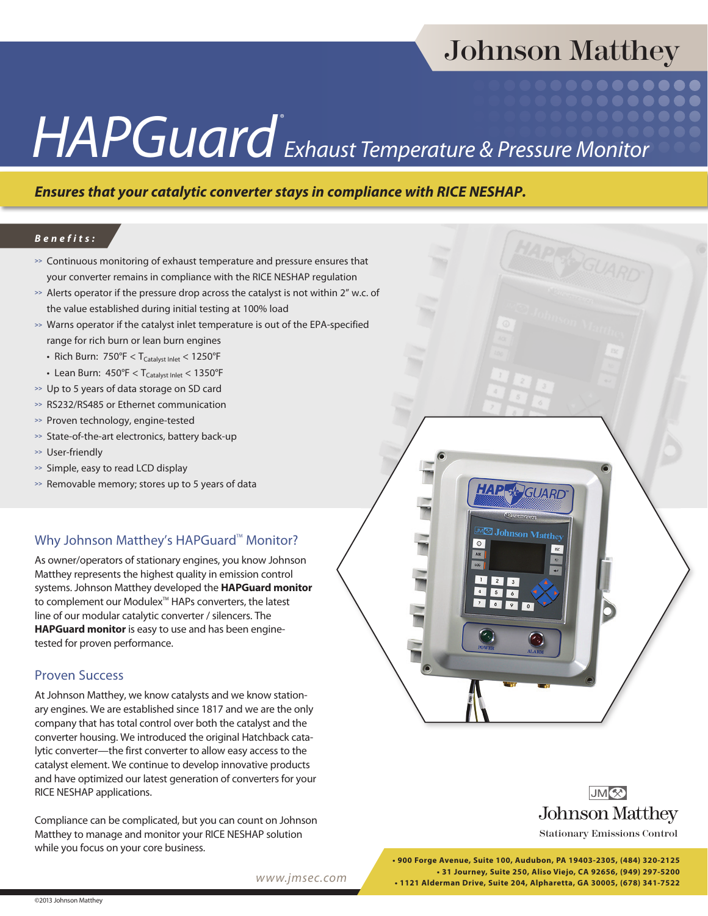Johnson Matthey

# HAPGuard® *Exhaust Temperature & Pressure Monitor*

***Ensures that your catalytic converter stays in compliance with RICE NESHAP.***

***Benefits:***

- Continuous monitoring of exhaust temperature and pressure ensures that your converter remains in compliance with the RICE NESHAP regulation
- Alerts operator if the pressure drop across the catalyst is not within 2" w.c. of the value established during initial testing at 100% load
- Warns operator if the catalyst inlet temperature is out of the EPA-specified range for rich burn or lean burn engines
  - Rich Burn: 750°F < $T_{Catalyst\ Inlet}$ < 1250°F
  - Lean Burn: 450°F < $T_{Catalyst\ Inlet}$ < 1350°F
- Up to 5 years of data storage on SD card
- RS232/RS485 or Ethernet communication
- Proven technology, engine-tested
- State-of-the-art electronics, battery back-up
- User-friendly
- Simple, easy to read LCD display
- Removable memory; stores up to 5 years of data

## Why Johnson Matthey's HAPGuard™ Monitor?

As owner/operators of stationary engines, you know Johnson Matthey represents the highest quality in emission control systems. Johnson Matthey developed the **HAPGuard monitor** to complement our Modulex™ HAPs converters, the latest line of our modular catalytic converter / silencers. The **HAPGuard monitor** is easy to use and has been engine-tested for proven performance.

## Proven Success

At Johnson Matthey, we know catalysts and we know stationary engines. We are established since 1817 and we are the only company that has total control over both the catalyst and the converter housing. We introduced the original Hatchback catalytic converter—the first converter to allow easy access to the catalyst element. We continue to develop innovative products and have optimized our latest generation of converters for your RICE NESHAP applications.

Compliance can be complicated, but you can count on Johnson Matthey to manage and monitor your RICE NESHAP solution while you focus on your core business.

JM Johnson Matthey
Stationary Emissions Control

www.jmsec.com

- 900 Forge Avenue, Suite 100, Audubon, PA 19403-2305, (484) 320-2125
- 31 Journey, Suite 250, Aliso Viejo, CA 92656, (949) 297-5200
- 1121 Alderman Drive, Suite 204, Alpharetta, GA 30005, (678) 341-7522

©2013 Johnson Matthey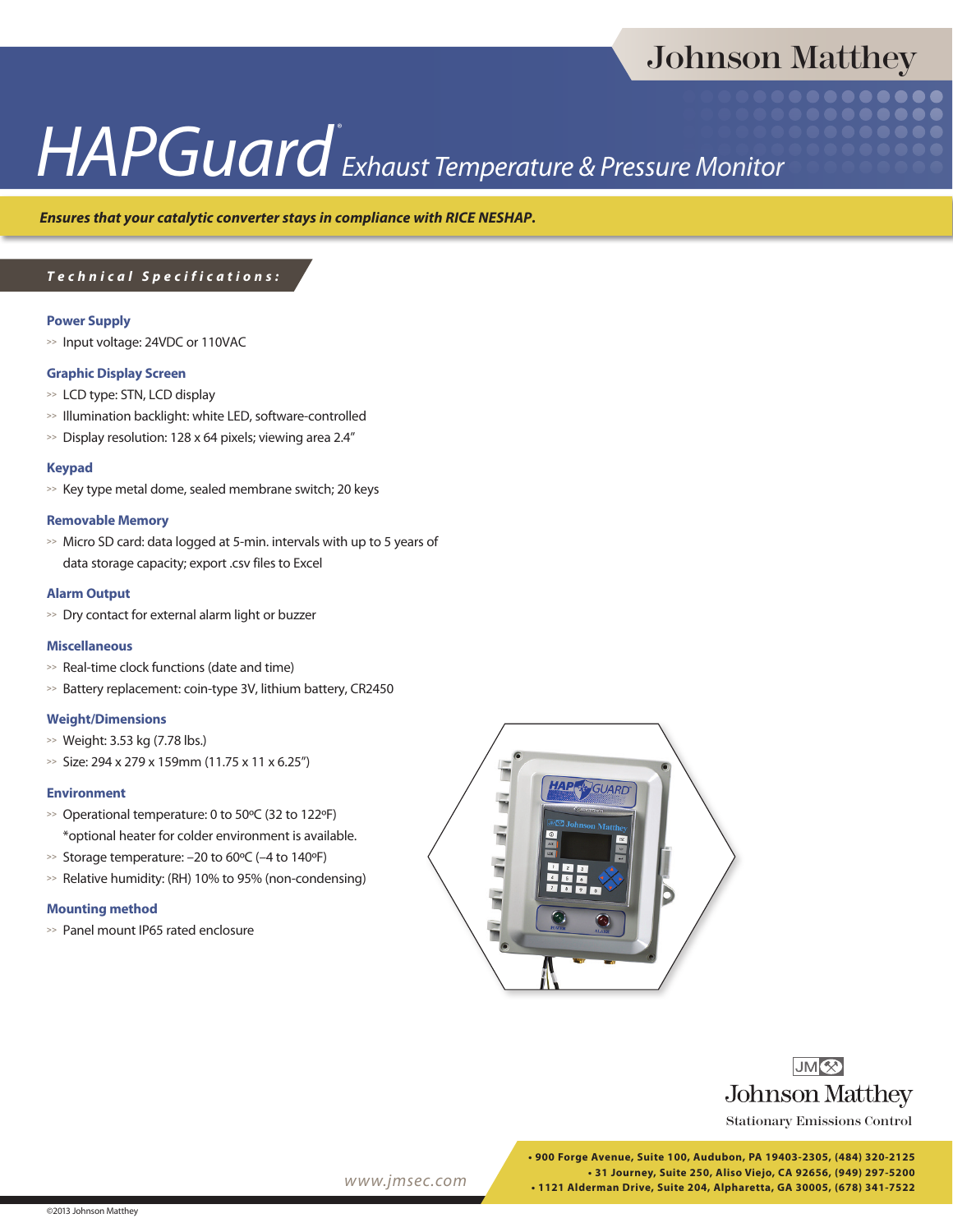# HAPGuard® Exhaust Temperature & Pressure Monitor

***Ensures that your catalytic converter stays in compliance with RICE NESHAP.***

## Technical Specifications:

### Power Supply

- Input voltage: 24VDC or 110VAC

### Graphic Display Screen

- LCD type: STN, LCD display
- Illumination backlight: white LED, software-controlled
- Display resolution: 128 x 64 pixels; viewing area 2.4"

### Keypad

- Key type metal dome, sealed membrane switch; 20 keys

### Removable Memory

- Micro SD card: data logged at 5-min. intervals with up to 5 years of data storage capacity; export .csv files to Excel

### Alarm Output

- Dry contact for external alarm light or buzzer

### Miscellaneous

- Real-time clock functions (date and time)
- Battery replacement: coin-type 3V, lithium battery, CR2450

### Weight/Dimensions

- Weight: 3.53 kg (7.78 lbs.)
- Size: 294 x 279 x 159mm (11.75 x 11 x 6.25")

### Environment

- Operational temperature: 0 to 50ºC (32 to 122ºF)
  *optional heater for colder environment is available.
- Storage temperature: –20 to 60ºC (–4 to 140ºF)
- Relative humidity: (RH) 10% to 95% (non-condensing)

### Mounting method

- Panel mount IP65 rated enclosure

JM
Johnson Matthey
Stationary Emissions Control

www.jmsec.com

- 900 Forge Avenue, Suite 100, Audubon, PA 19403-2305, (484) 320-2125
- 31 Journey, Suite 250, Aliso Viejo, CA 92656, (949) 297-5200
- 1121 Alderman Drive, Suite 204, Alpharetta, GA 30005, (678) 341-7522

©2013 Johnson Matthey